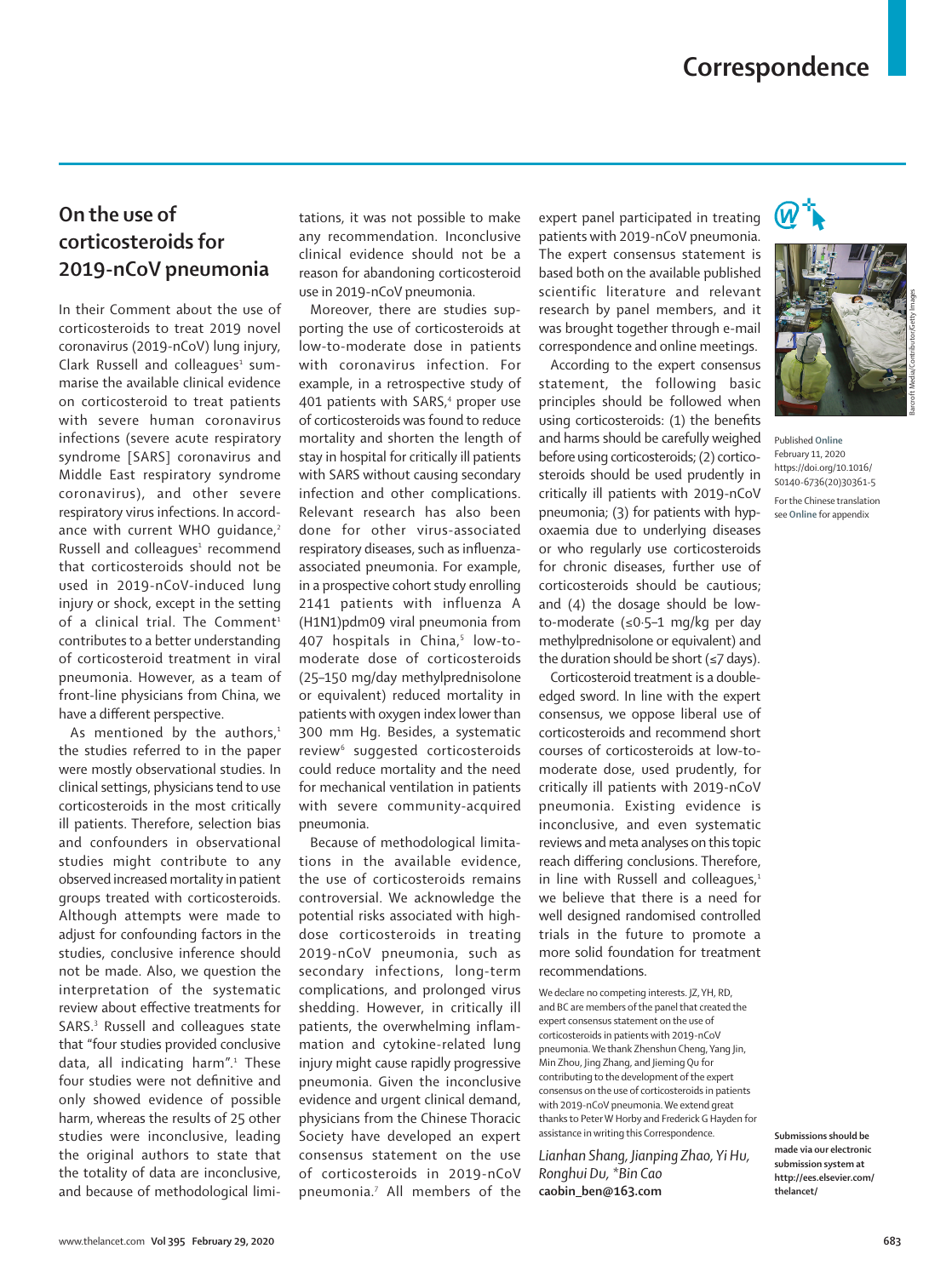# Correspondence

## On the use of corticosteroids for 2019-nCoV pneumonia

In their Comment about the use of corticosteroids to treat 2019 novel coronavirus (2019-nCoV) lung injury, Clark Russell and colleagues[1] summarise the available clinical evidence on corticosteroid to treat patients with severe human coronavirus infections (severe acute respiratory syndrome [SARS] coronavirus and Middle East respiratory syndrome coronavirus), and other severe respiratory virus infections. In accordance with current WHO guidance,[2] Russell and colleagues[1] recommend that corticosteroids should not be used in 2019-nCoV-induced lung injury or shock, except in the setting of a clinical trial. The Comment[1] contributes to a better understanding of corticosteroid treatment in viral pneumonia. However, as a team of front-line physicians from China, we have a different perspective.

As mentioned by the authors,[1] the studies referred to in the paper were mostly observational studies. In clinical settings, physicians tend to use corticosteroids in the most critically ill patients. Therefore, selection bias and confounders in observational studies might contribute to any observed increased mortality in patient groups treated with corticosteroids. Although attempts were made to adjust for confounding factors in the studies, conclusive inference should not be made. Also, we question the interpretation of the systematic review about effective treatments for SARS.[3] Russell and colleagues state that "four studies provided conclusive data, all indicating harm".[1] These four studies were not definitive and only showed evidence of possible harm, whereas the results of 25 other studies were inconclusive, leading the original authors to state that the totality of data are inconclusive, and because of methodological limitations, it was not possible to make any recommendation. Inconclusive clinical evidence should not be a reason for abandoning corticosteroid use in 2019-nCoV pneumonia.

Moreover, there are studies supporting the use of corticosteroids at low-to-moderate dose in patients with coronavirus infection. For example, in a retrospective study of 401 patients with SARS,[4] proper use of corticosteroids was found to reduce mortality and shorten the length of stay in hospital for critically ill patients with SARS without causing secondary infection and other complications. Relevant research has also been done for other virus-associated respiratory diseases, such as influenza-associated pneumonia. For example, in a prospective cohort study enrolling 2141 patients with influenza A (H1N1)pdm09 viral pneumonia from 407 hospitals in China,[5] low-to-moderate dose of corticosteroids (25–150 mg/day methylprednisolone or equivalent) reduced mortality in patients with oxygen index lower than 300 mm Hg. Besides, a systematic review[6] suggested corticosteroids could reduce mortality and the need for mechanical ventilation in patients with severe community-acquired pneumonia.

Because of methodological limitations in the available evidence, the use of corticosteroids remains controversial. We acknowledge the potential risks associated with high-dose corticosteroids in treating 2019-nCoV pneumonia, such as secondary infections, long-term complications, and prolonged virus shedding. However, in critically ill patients, the overwhelming inflammation and cytokine-related lung injury might cause rapidly progressive pneumonia. Given the inconclusive evidence and urgent clinical demand, physicians from the Chinese Thoracic Society have developed an expert consensus statement on the use of corticosteroids in 2019-nCoV pneumonia.[7] All members of the expert panel participated in treating patients with 2019-nCoV pneumonia. The expert consensus statement is based both on the available published scientific literature and relevant research by panel members, and it was brought together through e-mail correspondence and online meetings.

According to the expert consensus statement, the following basic principles should be followed when using corticosteroids: (1) the benefits and harms should be carefully weighed before using corticosteroids; (2) corticosteroids should be used prudently in critically ill patients with 2019-nCoV pneumonia; (3) for patients with hypoxaemia due to underlying diseases or who regularly use corticosteroids for chronic diseases, further use of corticosteroids should be cautious; and (4) the dosage should be low-to-moderate (≤0·5–1 mg/kg per day methylprednisolone or equivalent) and the duration should be short (≤7 days).

Corticosteroid treatment is a double-edged sword. In line with the expert consensus, we oppose liberal use of corticosteroids and recommend short courses of corticosteroids at low-to-moderate dose, used prudently, for critically ill patients with 2019-nCoV pneumonia. Existing evidence is inconclusive, and even systematic reviews and meta analyses on this topic reach differing conclusions. Therefore, in line with Russell and colleagues,[1] we believe that there is a need for well designed randomised controlled trials in the future to promote a more solid foundation for treatment recommendations.

We declare no competing interests. JZ, YH, RD, and BC are members of the panel that created the expert consensus statement on the use of corticosteroids in patients with 2019-nCoV pneumonia. We thank Zhenshun Cheng, Yang Jin, Min Zhou, Jing Zhang, and Jieming Qu for contributing to the development of the expert consensus on the use of corticosteroids in patients with 2019-nCoV pneumonia. We extend great thanks to Peter W Horby and Frederick G Hayden for assistance in writing this Correspondence.

*Lianhan Shang, Jianping Zhao, Yi Hu, Ronghui Du, \*Bin Cao*
**caobin_ben@163.com**

Published Online February 11, 2020 https://doi.org/10.1016/S0140-6736(20)30361-5

For the Chinese translation see Online for appendix

Submissions should be made via our electronic submission system at http://ees.elsevier.com/thelancet/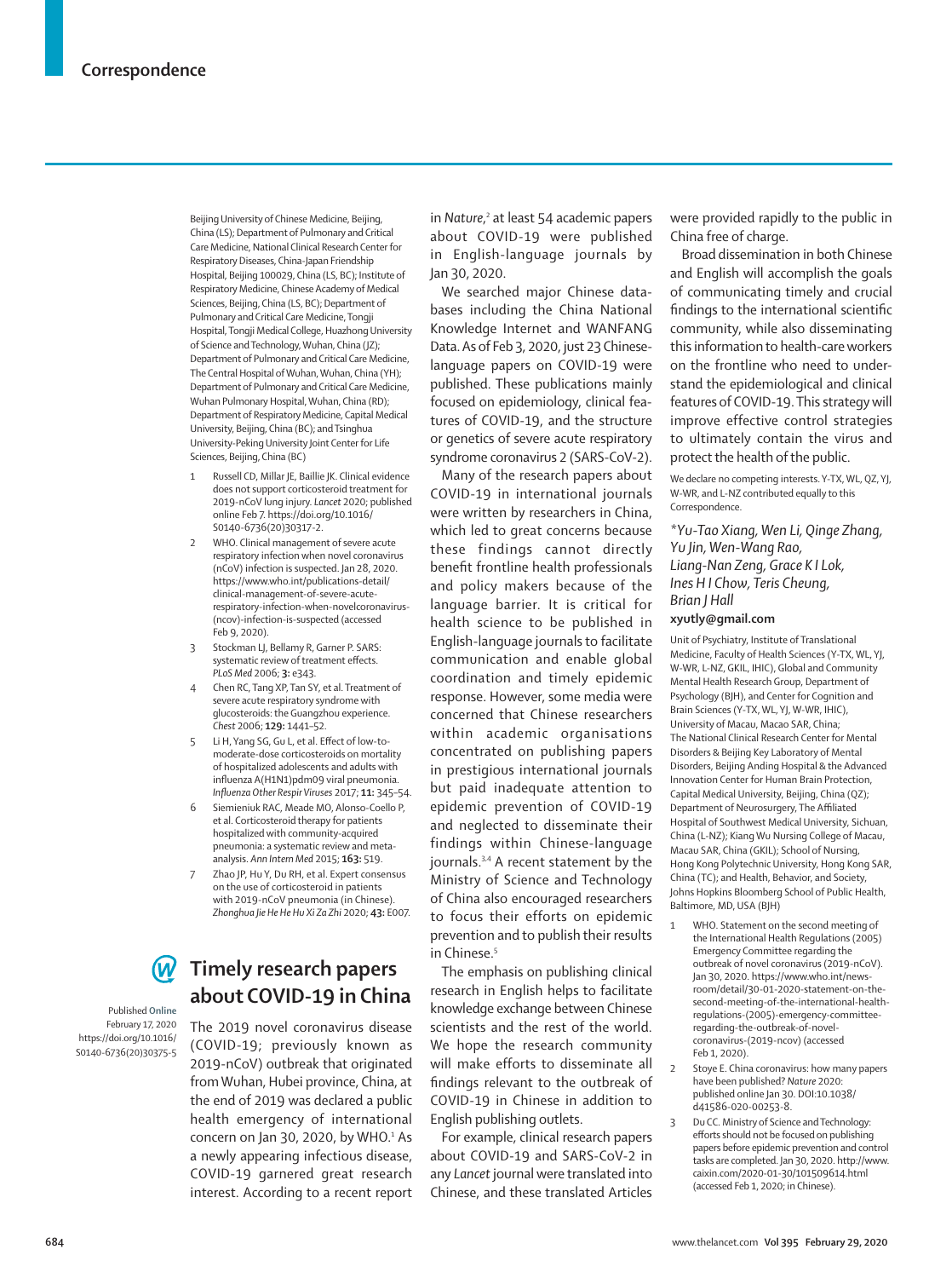Beijing University of Chinese Medicine, Beijing, China (LS); Department of Pulmonary and Critical Care Medicine, National Clinical Research Center for Respiratory Diseases, China-Japan Friendship Hospital, Beijing 100029, China (LS, BC); Institute of Respiratory Medicine, Chinese Academy of Medical Sciences, Beijing, China (LS, BC); Department of Pulmonary and Critical Care Medicine, Tongji Hospital, Tongji Medical College, Huazhong University of Science and Technology, Wuhan, China (JZ); Department of Pulmonary and Critical Care Medicine, The Central Hospital of Wuhan, Wuhan, China (YH); Department of Pulmonary and Critical Care Medicine, Wuhan Pulmonary Hospital, Wuhan, China (RD); Department of Respiratory Medicine, Capital Medical University, Beijing, China (BC); and Tsinghua University-Peking University Joint Center for Life Sciences, Beijing, China (BC)

1. Russell CD, Millar JE, Baillie JK. Clinical evidence does not support corticosteroid treatment for 2019-nCoV lung injury. *Lancet* 2020; published online Feb 7. https://doi.org/10.1016/S0140-6736(20)30317-2.
2. WHO. Clinical management of severe acute respiratory infection when novel coronavirus (nCoV) infection is suspected. Jan 28, 2020. https://www.who.int/publications-detail/clinical-management-of-severe-acute-respiratory-infection-when-novelcoronavirus-(ncov)-infection-is-suspected (accessed Feb 9, 2020).
3. Stockman LJ, Bellamy R, Garner P. SARS: systematic review of treatment effects. *PLoS Med* 2006; **3:** e343.
4. Chen RC, Tang XP, Tan SY, et al. Treatment of severe acute respiratory syndrome with glucosteroids: the Guangzhou experience. *Chest* 2006; **129:** 1441–52.
5. Li H, Yang SG, Gu L, et al. Effect of low-to-moderate-dose corticosteroids on mortality of hospitalized adolescents and adults with influenza A(H1N1)pdm09 viral pneumonia. *Influenza Other Respir Viruses* 2017; **11:** 345–54.
6. Siemieniuk RAC, Meade MO, Alonso-Coello P, et al. Corticosteroid therapy for patients hospitalized with community-acquired pneumonia: a systematic review and meta-analysis. *Ann Intern Med* 2015; **163:** 519.
7. Zhao JP, Hu Y, Du RH, et al. Expert consensus on the use of corticosteroid in patients with 2019-nCoV pneumonia (in Chinese). *Zhonghua Jie He He Hu Xi Za Zhi* 2020; **43:** E007.

## Timely research papers about COVID-19 in China

Published Online February 17, 2020 https://doi.org/10.1016/S0140-6736(20)30375-5

The 2019 novel coronavirus disease (COVID-19; previously known as 2019-nCoV) outbreak that originated from Wuhan, Hubei province, China, at the end of 2019 was declared a public health emergency of international concern on Jan 30, 2020, by WHO.[1] As a newly appearing infectious disease, COVID-19 garnered great research interest. According to a recent report in *Nature*,[2] at least 54 academic papers about COVID-19 were published in English-language journals by Jan 30, 2020.

We searched major Chinese databases including the China National Knowledge Internet and WANFANG Data. As of Feb 3, 2020, just 23 Chinese-language papers on COVID-19 were published. These publications mainly focused on epidemiology, clinical features of COVID-19, and the structure or genetics of severe acute respiratory syndrome coronavirus 2 (SARS-CoV-2).

Many of the research papers about COVID-19 in international journals were written by researchers in China, which led to great concerns because these findings cannot directly benefit frontline health professionals and policy makers because of the language barrier. It is critical for health science to be published in English-language journals to facilitate communication and enable global coordination and timely epidemic response. However, some media were concerned that Chinese researchers within academic organisations concentrated on publishing papers in prestigious international journals but paid inadequate attention to epidemic prevention of COVID-19 and neglected to disseminate their findings within Chinese-language journals.[3,4] A recent statement by the Ministry of Science and Technology of China also encouraged researchers to focus their efforts on epidemic prevention and to publish their results in Chinese.[5]

The emphasis on publishing clinical research in English helps to facilitate knowledge exchange between Chinese scientists and the rest of the world. We hope the research community will make efforts to disseminate all findings relevant to the outbreak of COVID-19 in Chinese in addition to English publishing outlets.

For example, clinical research papers about COVID-19 and SARS-CoV-2 in any *Lancet* journal were translated into Chinese, and these translated Articles were provided rapidly to the public in China free of charge.

Broad dissemination in both Chinese and English will accomplish the goals of communicating timely and crucial findings to the international scientific community, while also disseminating this information to health-care workers on the frontline who need to understand the epidemiological and clinical features of COVID-19. This strategy will improve effective control strategies to ultimately contain the virus and protect the health of the public.

We declare no competing interests. Y-TX, WL, QZ, YJ, W-WR, and L-NZ contributed equally to this Correspondence.

*\*Yu-Tao Xiang, Wen Li, Qinge Zhang, Yu Jin, Wen-Wang Rao, Liang-Nan Zeng, Grace K I Lok, Ines H I Chow, Teris Cheung, Brian J Hall*

**xyutly@gmail.com**

Unit of Psychiatry, Institute of Translational Medicine, Faculty of Health Sciences (Y-TX, WL, YJ, W-WR, L-NZ, GKIL, IHIC), Global and Community Mental Health Research Group, Department of Psychology (BJH), and Center for Cognition and Brain Sciences (Y-TX, WL, YJ, W-WR, IHIC), University of Macau, Macao SAR, China; The National Clinical Research Center for Mental Disorders & Beijing Key Laboratory of Mental Disorders, Beijing Anding Hospital & the Advanced Innovation Center for Human Brain Protection, Capital Medical University, Beijing, China (QZ); Department of Neurosurgery, The Affiliated Hospital of Southwest Medical University, Sichuan, China (L-NZ); Kiang Wu Nursing College of Macau, Macau SAR, China (GKIL); School of Nursing, Hong Kong Polytechnic University, Hong Kong SAR, China (TC); and Health, Behavior, and Society, Johns Hopkins Bloomberg School of Public Health, Baltimore, MD, USA (BJH)

1. WHO. Statement on the second meeting of the International Health Regulations (2005) Emergency Committee regarding the outbreak of novel coronavirus (2019-nCoV). Jan 30, 2020. https://www.who.int/news-room/detail/30-01-2020-statement-on-the-second-meeting-of-the-international-health-regulations-(2005)-emergency-committee-regarding-the-outbreak-of-novel-coronavirus-(2019-ncov) (accessed Feb 1, 2020).
2. Stoye E. China coronavirus: how many papers have been published? *Nature* 2020: published online Jan 30. DOI:10.1038/d41586-020-00253-8.
3. Du CC. Ministry of Science and Technology: efforts should not be focused on publishing papers before epidemic prevention and control tasks are completed. Jan 30, 2020. http://www.caixin.com/2020-01-30/101509614.html (accessed Feb 1, 2020; in Chinese).